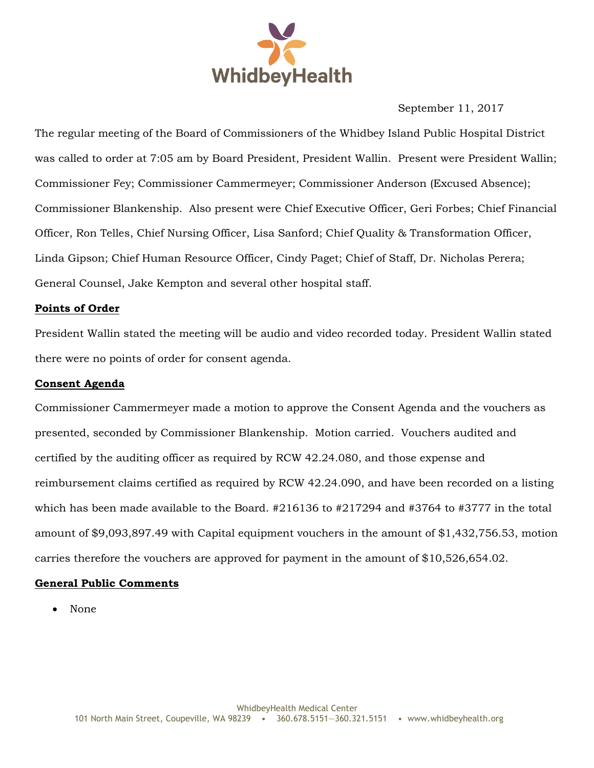WhidbeyHealth

September 11, 2017

The regular meeting of the Board of Commissioners of the Whidbey Island Public Hospital District was called to order at 7:05 am by Board President, President Wallin. Present were President Wallin; Commissioner Fey; Commissioner Cammermeyer; Commissioner Anderson (Excused Absence); Commissioner Blankenship. Also present were Chief Executive Officer, Geri Forbes; Chief Financial Officer, Ron Telles, Chief Nursing Officer, Lisa Sanford; Chief Quality & Transformation Officer, Linda Gipson; Chief Human Resource Officer, Cindy Paget; Chief of Staff, Dr. Nicholas Perera; General Counsel, Jake Kempton and several other hospital staff.

**Points of Order**

President Wallin stated the meeting will be audio and video recorded today. President Wallin stated there were no points of order for consent agenda.

**Consent Agenda**

Commissioner Cammermeyer made a motion to approve the Consent Agenda and the vouchers as presented, seconded by Commissioner Blankenship. Motion carried. Vouchers audited and certified by the auditing officer as required by RCW 42.24.080, and those expense and reimbursement claims certified as required by RCW 42.24.090, and have been recorded on a listing which has been made available to the Board. #216136 to #217294 and #3764 to #3777 in the total amount of $9,093,897.49 with Capital equipment vouchers in the amount of $1,432,756.53, motion carries therefore the vouchers are approved for payment in the amount of $10,526,654.02.

**General Public Comments**

- None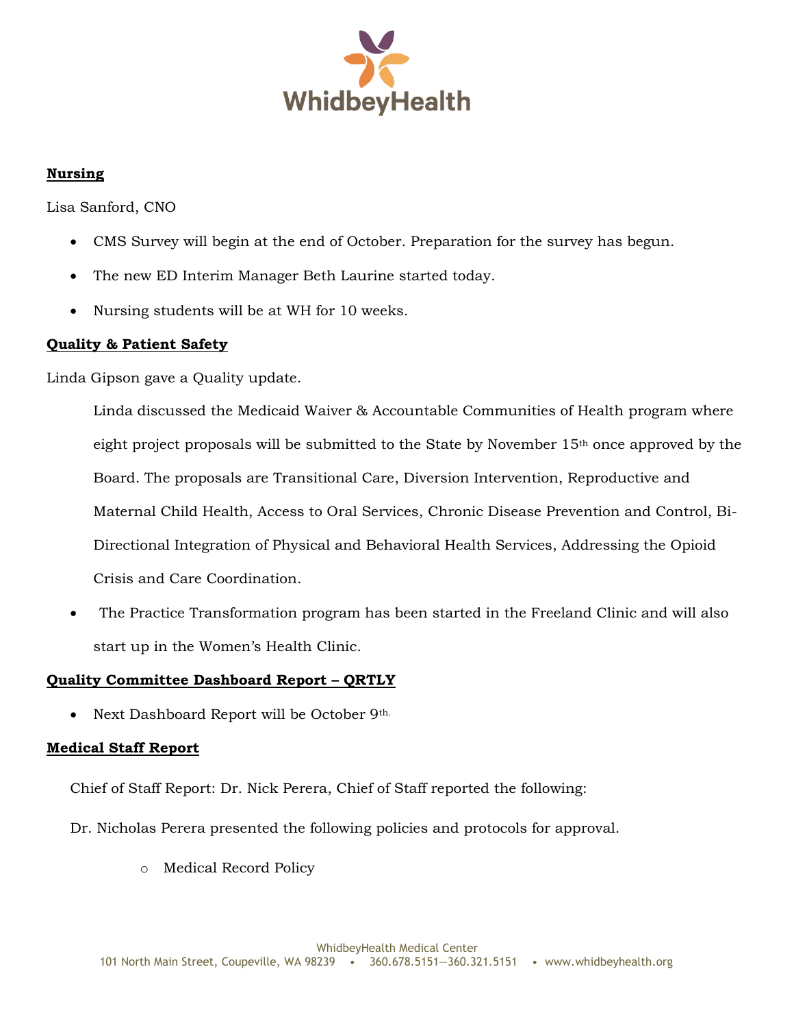**Nursing**

Lisa Sanford, CNO

- CMS Survey will begin at the end of October. Preparation for the survey has begun.
- The new ED Interim Manager Beth Laurine started today.
- Nursing students will be at WH for 10 weeks.

**Quality & Patient Safety**

Linda Gipson gave a Quality update.

Linda discussed the Medicaid Waiver & Accountable Communities of Health program where eight project proposals will be submitted to the State by November 15th once approved by the Board. The proposals are Transitional Care, Diversion Intervention, Reproductive and Maternal Child Health, Access to Oral Services, Chronic Disease Prevention and Control, Bi-Directional Integration of Physical and Behavioral Health Services, Addressing the Opioid Crisis and Care Coordination.

- The Practice Transformation program has been started in the Freeland Clinic and will also start up in the Women's Health Clinic.

**Quality Committee Dashboard Report – QRTLY**

- Next Dashboard Report will be October 9th.

**Medical Staff Report**

Chief of Staff Report: Dr. Nick Perera, Chief of Staff reported the following:

Dr. Nicholas Perera presented the following policies and protocols for approval.

- Medical Record Policy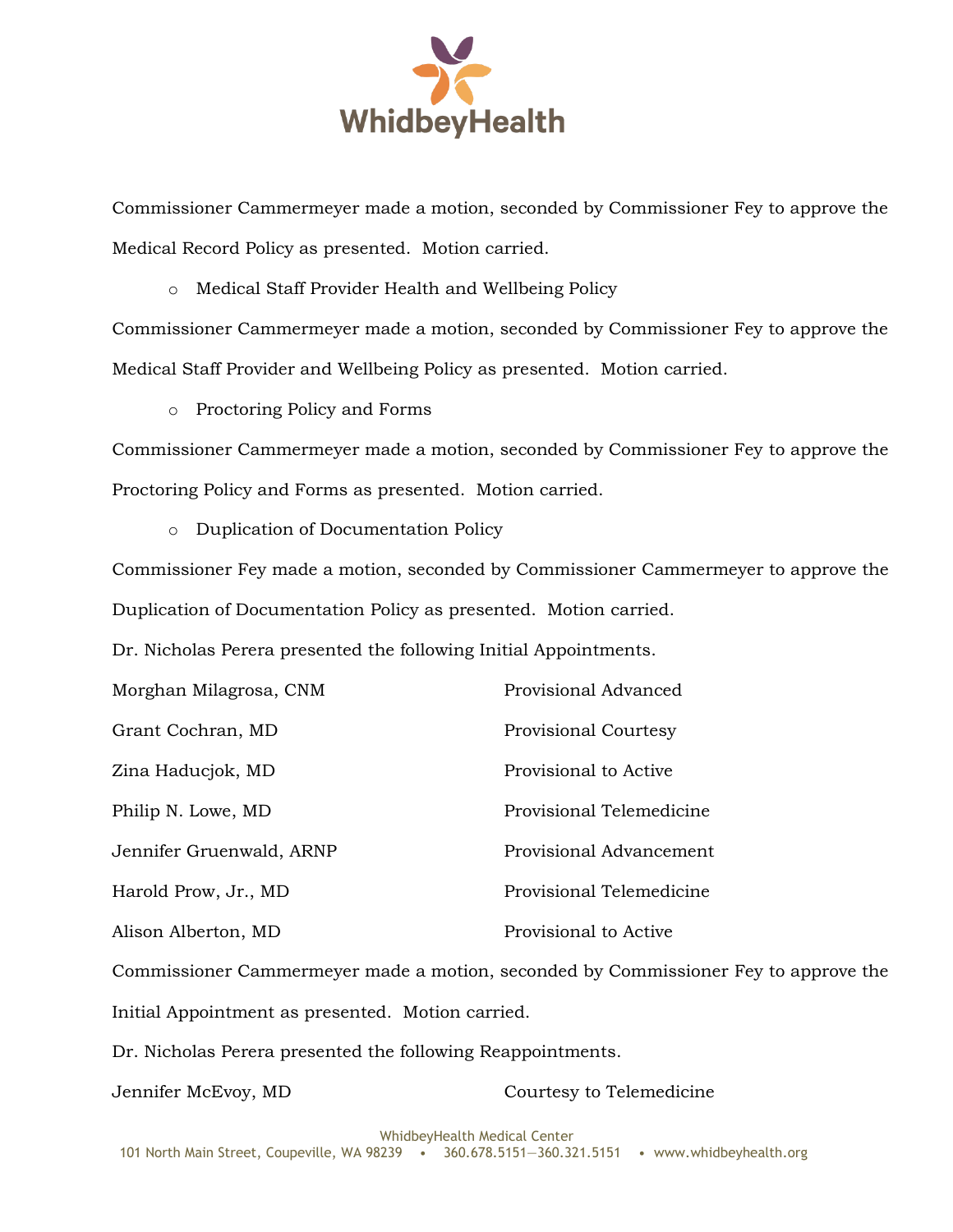Commissioner Cammermeyer made a motion, seconded by Commissioner Fey to approve the Medical Record Policy as presented. Motion carried.

- Medical Staff Provider Health and Wellbeing Policy

Commissioner Cammermeyer made a motion, seconded by Commissioner Fey to approve the Medical Staff Provider and Wellbeing Policy as presented. Motion carried.

- Proctoring Policy and Forms

Commissioner Cammermeyer made a motion, seconded by Commissioner Fey to approve the Proctoring Policy and Forms as presented. Motion carried.

- Duplication of Documentation Policy

Commissioner Fey made a motion, seconded by Commissioner Cammermeyer to approve the Duplication of Documentation Policy as presented. Motion carried.

Dr. Nicholas Perera presented the following Initial Appointments.

| | |
|---|---|
| Morghan Milagrosa, CNM | Provisional Advanced |
| Grant Cochran, MD | Provisional Courtesy |
| Zina Haducjok, MD | Provisional to Active |
| Philip N. Lowe, MD | Provisional Telemedicine |
| Jennifer Gruenwald, ARNP | Provisional Advancement |
| Harold Prow, Jr., MD | Provisional Telemedicine |
| Alison Alberton, MD | Provisional to Active |

Commissioner Cammermeyer made a motion, seconded by Commissioner Fey to approve the Initial Appointment as presented. Motion carried.

Dr. Nicholas Perera presented the following Reappointments.

| | |
|---|---|
| Jennifer McEvoy, MD | Courtesy to Telemedicine |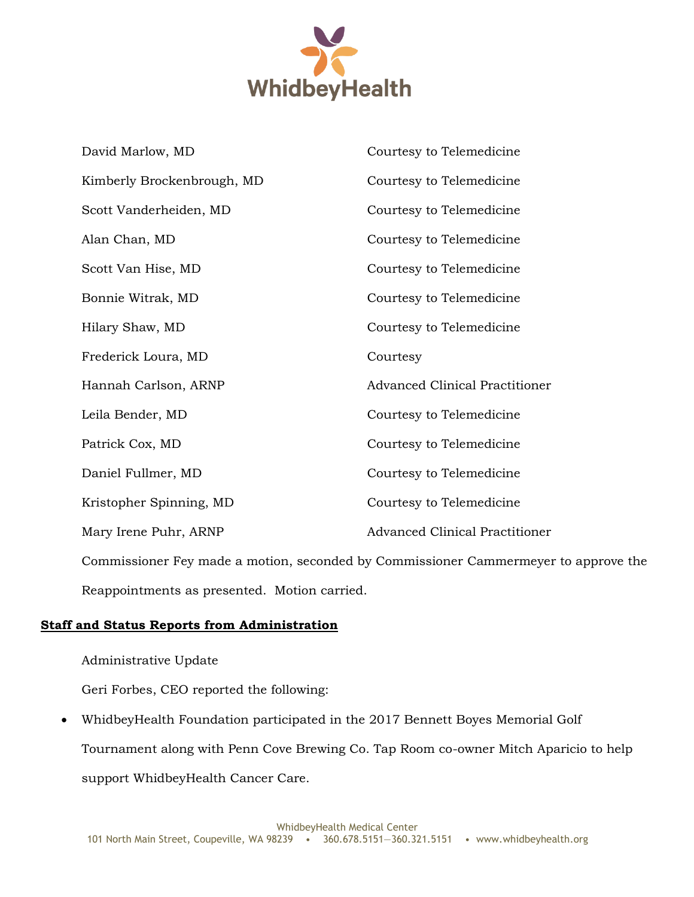| | |
|---|---|
| David Marlow, MD | Courtesy to Telemedicine |
| Kimberly Brockenbrough, MD | Courtesy to Telemedicine |
| Scott Vanderheiden, MD | Courtesy to Telemedicine |
| Alan Chan, MD | Courtesy to Telemedicine |
| Scott Van Hise, MD | Courtesy to Telemedicine |
| Bonnie Witrak, MD | Courtesy to Telemedicine |
| Hilary Shaw, MD | Courtesy to Telemedicine |
| Frederick Loura, MD | Courtesy |
| Hannah Carlson, ARNP | Advanced Clinical Practitioner |
| Leila Bender, MD | Courtesy to Telemedicine |
| Patrick Cox, MD | Courtesy to Telemedicine |
| Daniel Fullmer, MD | Courtesy to Telemedicine |
| Kristopher Spinning, MD | Courtesy to Telemedicine |
| Mary Irene Puhr, ARNP | Advanced Clinical Practitioner |

Commissioner Fey made a motion, seconded by Commissioner Cammermeyer to approve the Reappointments as presented. Motion carried.

**Staff and Status Reports from Administration**

Administrative Update

Geri Forbes, CEO reported the following:

- WhidbeyHealth Foundation participated in the 2017 Bennett Boyes Memorial Golf Tournament along with Penn Cove Brewing Co. Tap Room co-owner Mitch Aparicio to help support WhidbeyHealth Cancer Care.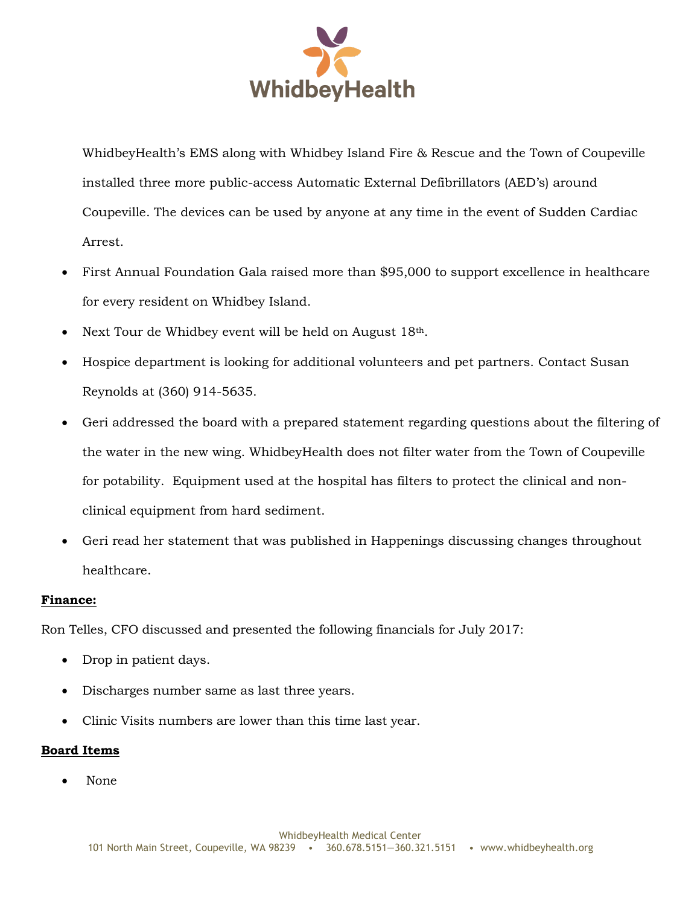WhidbeyHealth's EMS along with Whidbey Island Fire & Rescue and the Town of Coupeville installed three more public-access Automatic External Defibrillators (AED's) around Coupeville. The devices can be used by anyone at any time in the event of Sudden Cardiac Arrest.

- First Annual Foundation Gala raised more than $95,000 to support excellence in healthcare for every resident on Whidbey Island.
- Next Tour de Whidbey event will be held on August 18th.
- Hospice department is looking for additional volunteers and pet partners. Contact Susan Reynolds at (360) 914-5635.
- Geri addressed the board with a prepared statement regarding questions about the filtering of the water in the new wing. WhidbeyHealth does not filter water from the Town of Coupeville for potability. Equipment used at the hospital has filters to protect the clinical and non-clinical equipment from hard sediment.
- Geri read her statement that was published in Happenings discussing changes throughout healthcare.

**Finance:**

Ron Telles, CFO discussed and presented the following financials for July 2017:

- Drop in patient days.
- Discharges number same as last three years.
- Clinic Visits numbers are lower than this time last year.

**Board Items**

- None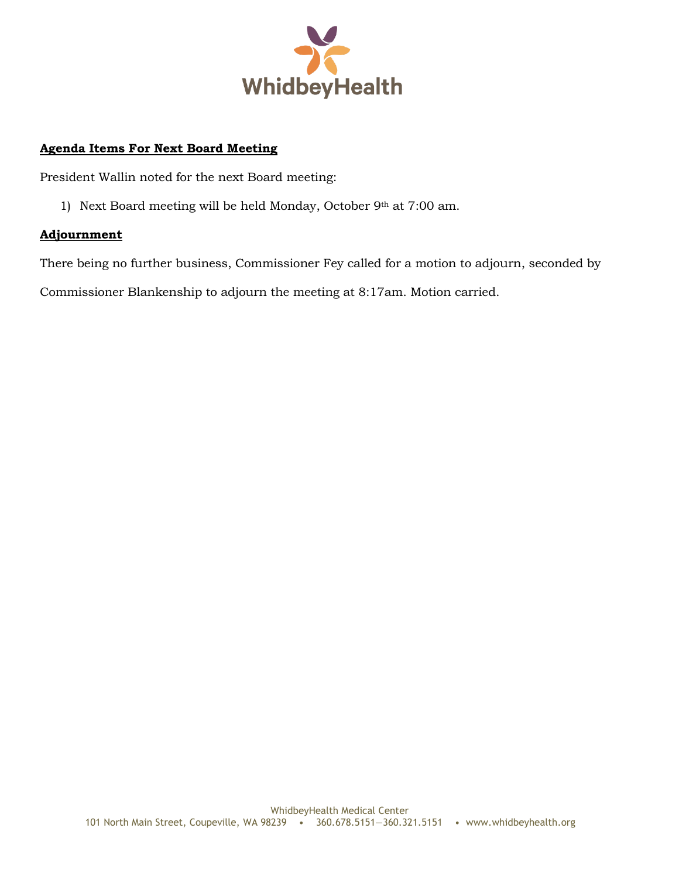**Agenda Items For Next Board Meeting**

President Wallin noted for the next Board meeting:

1) Next Board meeting will be held Monday, October 9th at 7:00 am.

**Adjournment**

There being no further business, Commissioner Fey called for a motion to adjourn, seconded by Commissioner Blankenship to adjourn the meeting at 8:17am. Motion carried.